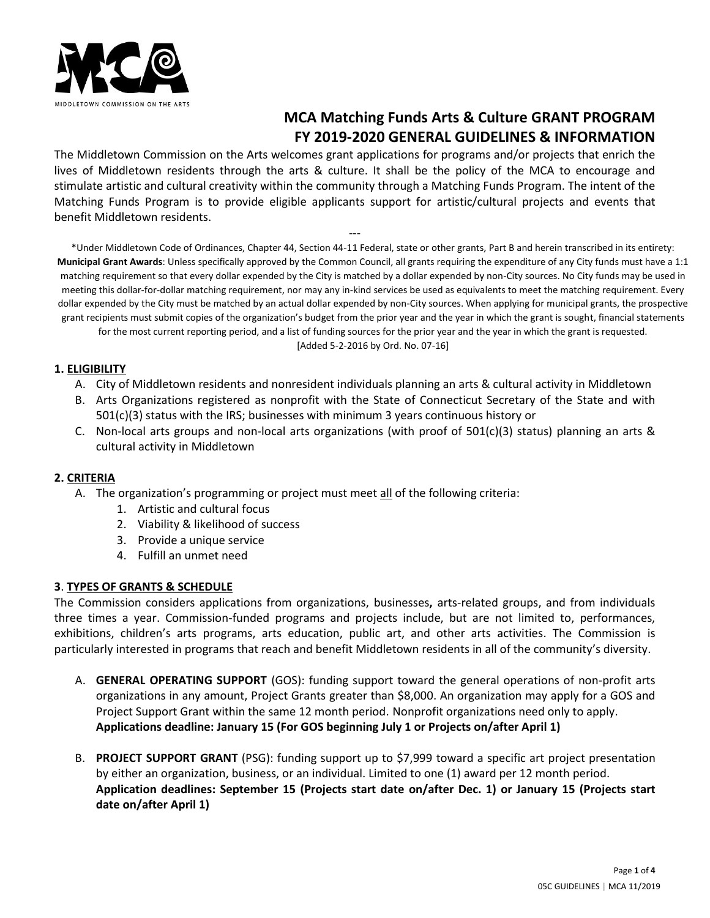MIDDLETOWN COMMISSION ON THE ARTS

# MCA Matching Funds Arts & Culture GRANT PROGRAM
# FY 2019-2020 GENERAL GUIDELINES & INFORMATION

The Middletown Commission on the Arts welcomes grant applications for programs and/or projects that enrich the lives of Middletown residents through the arts & culture. It shall be the policy of the MCA to encourage and stimulate artistic and cultural creativity within the community through a Matching Funds Program. The intent of the Matching Funds Program is to provide eligible applicants support for artistic/cultural projects and events that benefit Middletown residents.

---

*Under Middletown Code of Ordinances, Chapter 44, Section 44-11 Federal, state or other grants, Part B and herein transcribed in its entirety: **Municipal Grant Awards**: Unless specifically approved by the Common Council, all grants requiring the expenditure of any City funds must have a 1:1 matching requirement so that every dollar expended by the City is matched by a dollar expended by non-City sources. No City funds may be used in meeting this dollar-for-dollar matching requirement, nor may any in-kind services be used as equivalents to meet the matching requirement. Every dollar expended by the City must be matched by an actual dollar expended by non-City sources. When applying for municipal grants, the prospective grant recipients must submit copies of the organization's budget from the prior year and the year in which the grant is sought, financial statements for the most current reporting period, and a list of funding sources for the prior year and the year in which the grant is requested. [Added 5-2-2016 by Ord. No. 07-16]

## 1. ELIGIBILITY

A. City of Middletown residents and nonresident individuals planning an arts & cultural activity in Middletown

B. Arts Organizations registered as nonprofit with the State of Connecticut Secretary of the State and with 501(c)(3) status with the IRS; businesses with minimum 3 years continuous history or

C. Non-local arts groups and non-local arts organizations (with proof of 501(c)(3) status) planning an arts & cultural activity in Middletown

## 2. CRITERIA

A. The organization's programming or project must meet all of the following criteria:

1. Artistic and cultural focus
2. Viability & likelihood of success
3. Provide a unique service
4. Fulfill an unmet need

## 3. TYPES OF GRANTS & SCHEDULE

The Commission considers applications from organizations, businesses**,** arts-related groups, and from individuals three times a year. Commission-funded programs and projects include, but are not limited to, performances, exhibitions, children's arts programs, arts education, public art, and other arts activities. The Commission is particularly interested in programs that reach and benefit Middletown residents in all of the community's diversity.

A. **GENERAL OPERATING SUPPORT** (GOS): funding support toward the general operations of non-profit arts organizations in any amount, Project Grants greater than $8,000. An organization may apply for a GOS and Project Support Grant within the same 12 month period. Nonprofit organizations need only to apply. **Applications deadline: January 15 (For GOS beginning July 1 or Projects on/after April 1)**

B. **PROJECT SUPPORT GRANT** (PSG): funding support up to $7,999 toward a specific art project presentation by either an organization, business, or an individual. Limited to one (1) award per 12 month period. **Application deadlines: September 15 (Projects start date on/after Dec. 1) or January 15 (Projects start date on/after April 1)**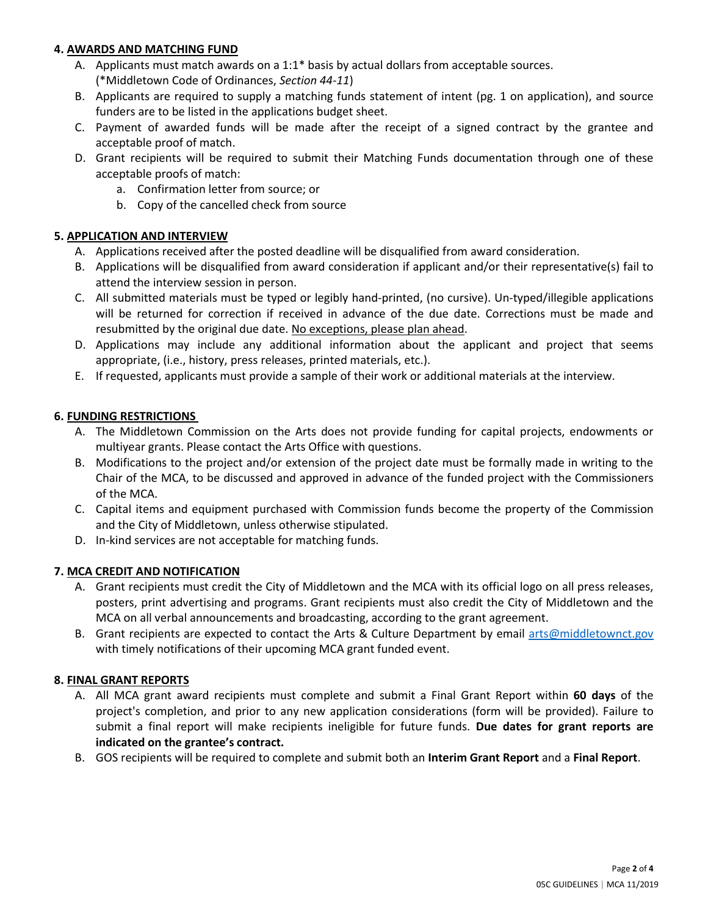## 4. AWARDS AND MATCHING FUND

A. Applicants must match awards on a 1:1* basis by actual dollars from acceptable sources. (*Middletown Code of Ordinances, *Section 44-11*)

B. Applicants are required to supply a matching funds statement of intent (pg. 1 on application), and source funders are to be listed in the applications budget sheet.

C. Payment of awarded funds will be made after the receipt of a signed contract by the grantee and acceptable proof of match.

D. Grant recipients will be required to submit their Matching Funds documentation through one of these acceptable proofs of match:
   a. Confirmation letter from source; or
   b. Copy of the cancelled check from source

## 5. APPLICATION AND INTERVIEW

A. Applications received after the posted deadline will be disqualified from award consideration.

B. Applications will be disqualified from award consideration if applicant and/or their representative(s) fail to attend the interview session in person.

C. All submitted materials must be typed or legibly hand-printed, (no cursive). Un-typed/illegible applications will be returned for correction if received in advance of the due date. Corrections must be made and resubmitted by the original due date. No exceptions, please plan ahead.

D. Applications may include any additional information about the applicant and project that seems appropriate, (i.e., history, press releases, printed materials, etc.).

E. If requested, applicants must provide a sample of their work or additional materials at the interview.

## 6. FUNDING RESTRICTIONS

A. The Middletown Commission on the Arts does not provide funding for capital projects, endowments or multiyear grants. Please contact the Arts Office with questions.

B. Modifications to the project and/or extension of the project date must be formally made in writing to the Chair of the MCA, to be discussed and approved in advance of the funded project with the Commissioners of the MCA.

C. Capital items and equipment purchased with Commission funds become the property of the Commission and the City of Middletown, unless otherwise stipulated.

D. In-kind services are not acceptable for matching funds.

## 7. MCA CREDIT AND NOTIFICATION

A. Grant recipients must credit the City of Middletown and the MCA with its official logo on all press releases, posters, print advertising and programs. Grant recipients must also credit the City of Middletown and the MCA on all verbal announcements and broadcasting, according to the grant agreement.

B. Grant recipients are expected to contact the Arts & Culture Department by email arts@middletownct.gov with timely notifications of their upcoming MCA grant funded event.

## 8. FINAL GRANT REPORTS

A. All MCA grant award recipients must complete and submit a Final Grant Report within **60 days** of the project's completion, and prior to any new application considerations (form will be provided). Failure to submit a final report will make recipients ineligible for future funds. **Due dates for grant reports are indicated on the grantee's contract.**

B. GOS recipients will be required to complete and submit both an **Interim Grant Report** and a **Final Report**.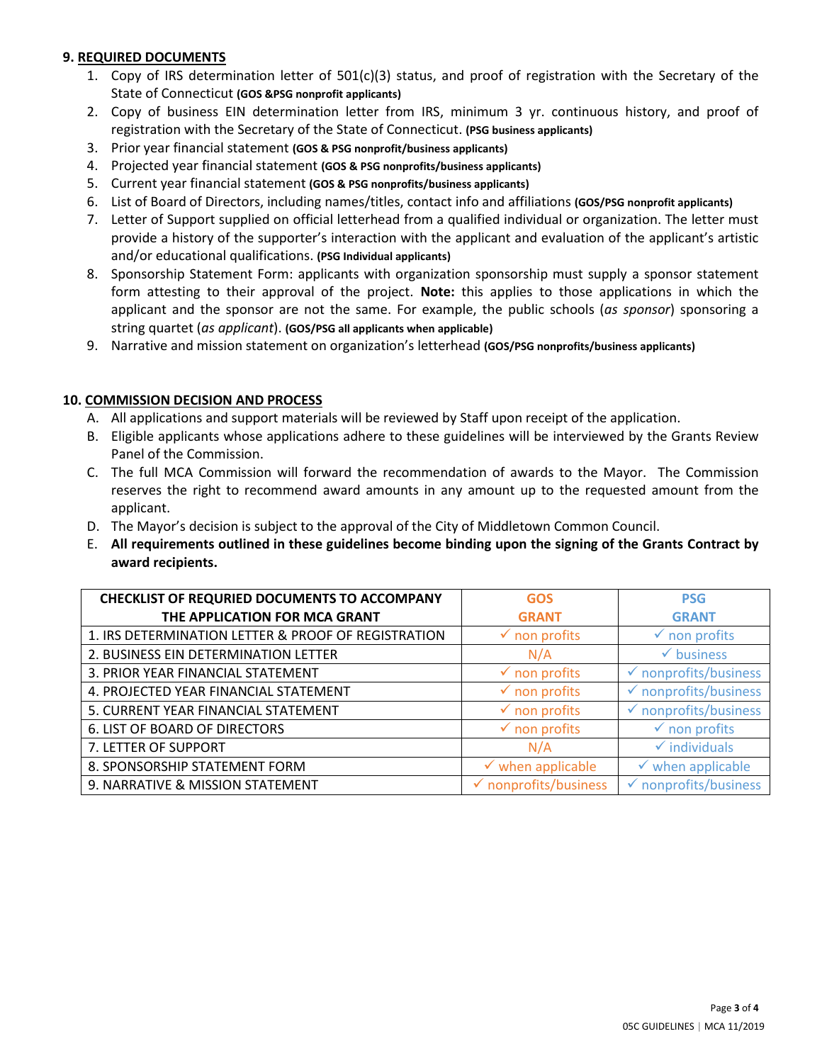## 9. REQUIRED DOCUMENTS

1. Copy of IRS determination letter of 501(c)(3) status, and proof of registration with the Secretary of the State of Connecticut **(GOS &PSG nonprofit applicants)**
2. Copy of business EIN determination letter from IRS, minimum 3 yr. continuous history, and proof of registration with the Secretary of the State of Connecticut. **(PSG business applicants)**
3. Prior year financial statement **(GOS & PSG nonprofit/business applicants)**
4. Projected year financial statement **(GOS & PSG nonprofits/business applicants)**
5. Current year financial statement **(GOS & PSG nonprofits/business applicants)**
6. List of Board of Directors, including names/titles, contact info and affiliations **(GOS/PSG nonprofit applicants)**
7. Letter of Support supplied on official letterhead from a qualified individual or organization. The letter must provide a history of the supporter's interaction with the applicant and evaluation of the applicant's artistic and/or educational qualifications. **(PSG Individual applicants)**
8. Sponsorship Statement Form: applicants with organization sponsorship must supply a sponsor statement form attesting to their approval of the project. **Note:** this applies to those applications in which the applicant and the sponsor are not the same. For example, the public schools (*as sponsor*) sponsoring a string quartet (*as applicant*). **(GOS/PSG all applicants when applicable)**
9. Narrative and mission statement on organization's letterhead **(GOS/PSG nonprofits/business applicants)**

## 10. COMMISSION DECISION AND PROCESS

A. All applications and support materials will be reviewed by Staff upon receipt of the application.

B. Eligible applicants whose applications adhere to these guidelines will be interviewed by the Grants Review Panel of the Commission.

C. The full MCA Commission will forward the recommendation of awards to the Mayor. The Commission reserves the right to recommend award amounts in any amount up to the requested amount from the applicant.

D. The Mayor's decision is subject to the approval of the City of Middletown Common Council.

E. **All requirements outlined in these guidelines become binding upon the signing of the Grants Contract by award recipients.**

| CHECKLIST OF REQRUIRED DOCUMENTS TO ACCOMPANY THE APPLICATION FOR MCA GRANT | GOS GRANT | PSG GRANT |
|---|---|---|
| 1. IRS DETERMINATION LETTER & PROOF OF REGISTRATION | ✓ non profits | ✓ non profits |
| 2. BUSINESS EIN DETERMINATION LETTER | N/A | ✓ business |
| 3. PRIOR YEAR FINANCIAL STATEMENT | ✓ non profits | ✓ nonprofits/business |
| 4. PROJECTED YEAR FINANCIAL STATEMENT | ✓ non profits | ✓ nonprofits/business |
| 5. CURRENT YEAR FINANCIAL STATEMENT | ✓ non profits | ✓ nonprofits/business |
| 6. LIST OF BOARD OF DIRECTORS | ✓ non profits | ✓ non profits |
| 7. LETTER OF SUPPORT | N/A | ✓ individuals |
| 8. SPONSORSHIP STATEMENT FORM | ✓ when applicable | ✓ when applicable |
| 9. NARRATIVE & MISSION STATEMENT | ✓ nonprofits/business | ✓ nonprofits/business |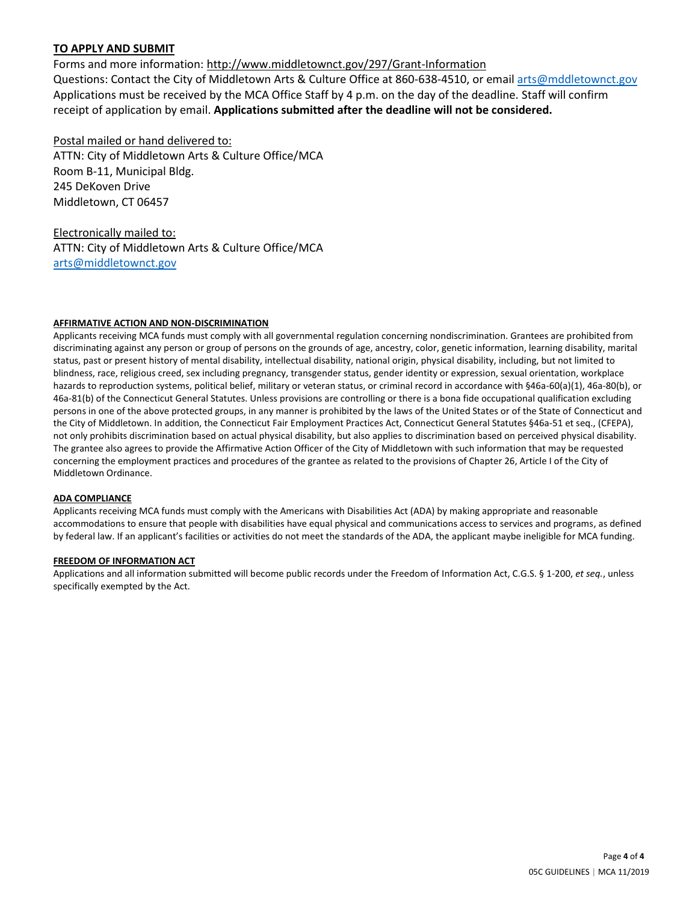## TO APPLY AND SUBMIT

Forms and more information: http://www.middletownct.gov/297/Grant-Information

Questions: Contact the City of Middletown Arts & Culture Office at 860-638-4510, or email arts@mddletownct.gov

Applications must be received by the MCA Office Staff by 4 p.m. on the day of the deadline. Staff will confirm receipt of application by email. **Applications submitted after the deadline will not be considered.**

Postal mailed or hand delivered to:

ATTN: City of Middletown Arts & Culture Office/MCA
Room B-11, Municipal Bldg.
245 DeKoven Drive
Middletown, CT 06457

Electronically mailed to:

ATTN: City of Middletown Arts & Culture Office/MCA
arts@middletownct.gov

#### AFFIRMATIVE ACTION AND NON-DISCRIMINATION

Applicants receiving MCA funds must comply with all governmental regulation concerning nondiscrimination. Grantees are prohibited from discriminating against any person or group of persons on the grounds of age, ancestry, color, genetic information, learning disability, marital status, past or present history of mental disability, intellectual disability, national origin, physical disability, including, but not limited to blindness, race, religious creed, sex including pregnancy, transgender status, gender identity or expression, sexual orientation, workplace hazards to reproduction systems, political belief, military or veteran status, or criminal record in accordance with §46a-60(a)(1), 46a-80(b), or 46a-81(b) of the Connecticut General Statutes. Unless provisions are controlling or there is a bona fide occupational qualification excluding persons in one of the above protected groups, in any manner is prohibited by the laws of the United States or of the State of Connecticut and the City of Middletown. In addition, the Connecticut Fair Employment Practices Act, Connecticut General Statutes §46a-51 et seq., (CFEPA), not only prohibits discrimination based on actual physical disability, but also applies to discrimination based on perceived physical disability. The grantee also agrees to provide the Affirmative Action Officer of the City of Middletown with such information that may be requested concerning the employment practices and procedures of the grantee as related to the provisions of Chapter 26, Article I of the City of Middletown Ordinance.

#### ADA COMPLIANCE

Applicants receiving MCA funds must comply with the Americans with Disabilities Act (ADA) by making appropriate and reasonable accommodations to ensure that people with disabilities have equal physical and communications access to services and programs, as defined by federal law. If an applicant's facilities or activities do not meet the standards of the ADA, the applicant maybe ineligible for MCA funding.

#### FREEDOM OF INFORMATION ACT

Applications and all information submitted will become public records under the Freedom of Information Act, C.G.S. § 1-200, *et seq.*, unless specifically exempted by the Act.